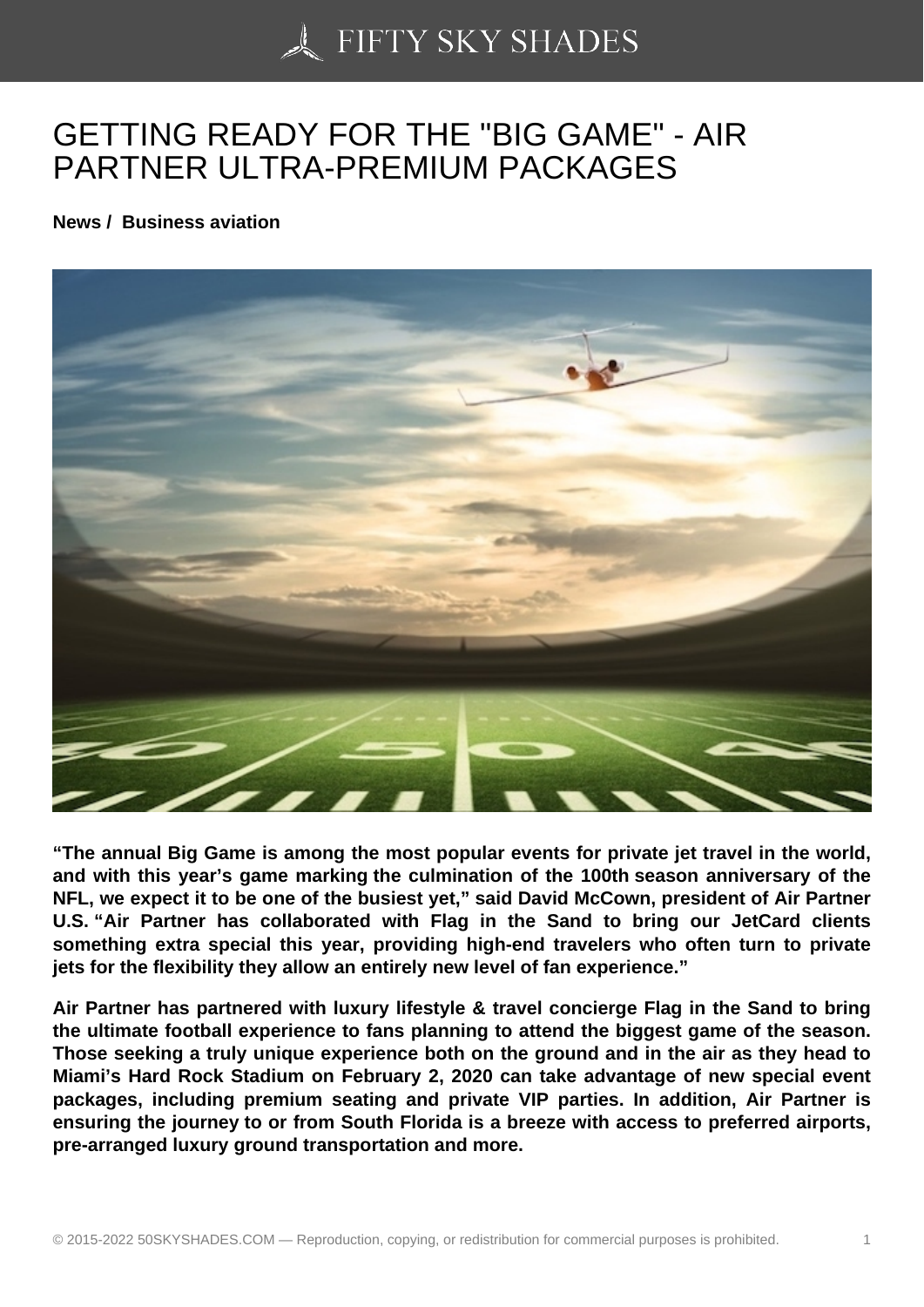# GETTING READY FOR THE "BIG GAME" - AIR PARTNER ULTRA-PREMIUM PACKAGES

**News / Business aviation**

**"The annual Big Game is among the most popular events for private jet travel in the world, and with this year's game marking the culmination of the 100th season anniversary of the NFL, we expect it to be one of the busiest yet," said David McCown, president of Air Partner U.S. "Air Partner has collaborated with Flag in the Sand to bring our JetCard clients something extra special this year, providing high-end travelers who often turn to private jets for the flexibility they allow an entirely new level of fan experience."**

**Air Partner has partnered with luxury lifestyle & travel concierge Flag in the Sand to bring the ultimate football experience to fans planning to attend the biggest game of the season. Those seeking a truly unique experience both on the ground and in the air as they head to Miami's Hard Rock Stadium on February 2, 2020 can take advantage of new special event packages, including premium seating and private VIP parties. In addition, Air Partner is ensuring the journey to or from South Florida is a breeze with access to preferred airports, pre-arranged luxury ground transportation and more.**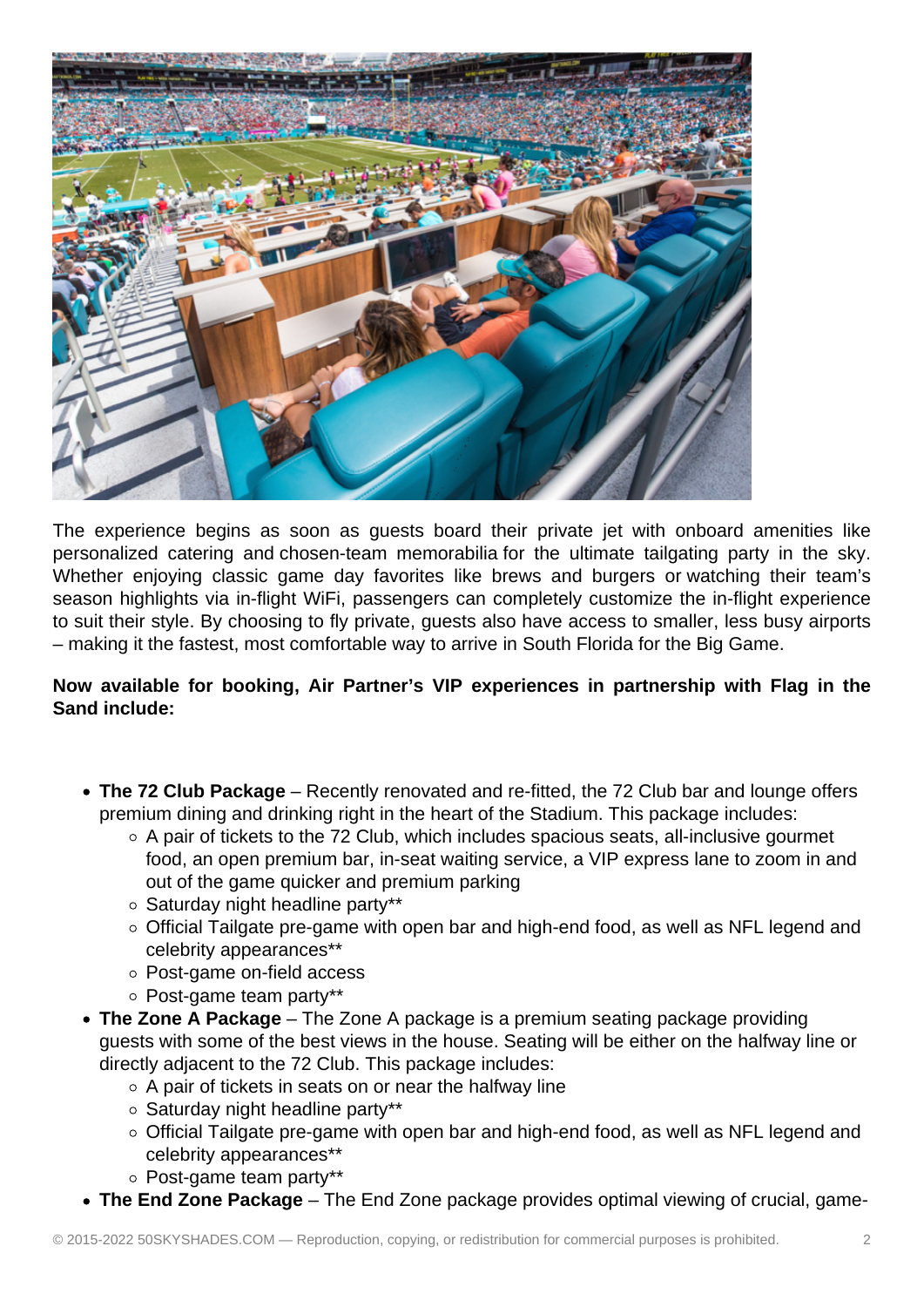The experience begins as soon as guests board their private jet with onboard amenities like personalized catering and chosen-team memorabilia for the ultimate tailgating party in the sky. Whether enjoying classic game day favorites like brews and burgers or watching their team's season highlights via in-flight WiFi, passengers can completely customize the in-flight experience to suit their style. By choosing to fly private, guests also have access to smaller, less busy airports – making it the fastest, most comfortable way to arrive in South Florida for the Big Game.

**Now available for booking, Air Partner's VIP experiences in partnership with Flag in the Sand include:**

- **The 72 Club Package** – Recently renovated and re-fitted, the 72 Club bar and lounge offers premium dining and drinking right in the heart of the Stadium. This package includes:
  - A pair of tickets to the 72 Club, which includes spacious seats, all-inclusive gourmet food, an open premium bar, in-seat waiting service, a VIP express lane to zoom in and out of the game quicker and premium parking
  - Saturday night headline party**
  - Official Tailgate pre-game with open bar and high-end food, as well as NFL legend and celebrity appearances**
  - Post-game on-field access
  - Post-game team party**
- **The Zone A Package** – The Zone A package is a premium seating package providing guests with some of the best views in the house. Seating will be either on the halfway line or directly adjacent to the 72 Club. This package includes:
  - A pair of tickets in seats on or near the halfway line
  - Saturday night headline party**
  - Official Tailgate pre-game with open bar and high-end food, as well as NFL legend and celebrity appearances**
  - Post-game team party**
- **The End Zone Package** – The End Zone package provides optimal viewing of crucial, game-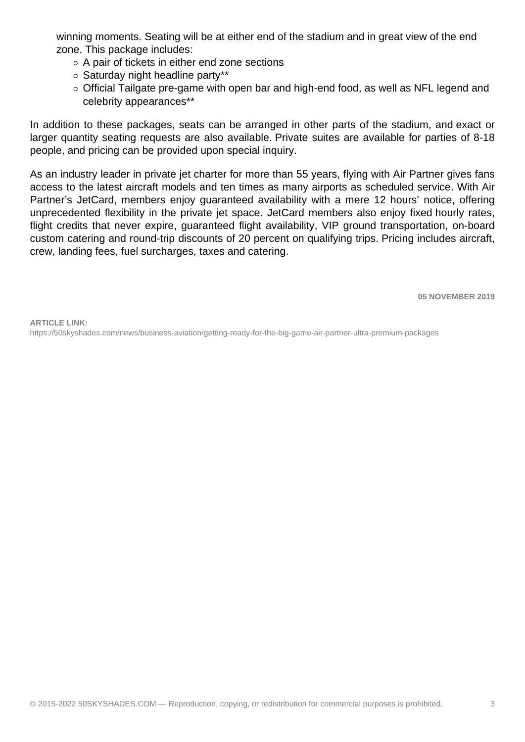winning moments. Seating will be at either end of the stadium and in great view of the end zone. This package includes:

- A pair of tickets in either end zone sections
- Saturday night headline party**
- Official Tailgate pre-game with open bar and high-end food, as well as NFL legend and celebrity appearances**

In addition to these packages, seats can be arranged in other parts of the stadium, and exact or larger quantity seating requests are also available. Private suites are available for parties of 8-18 people, and pricing can be provided upon special inquiry.

As an industry leader in private jet charter for more than 55 years, flying with Air Partner gives fans access to the latest aircraft models and ten times as many airports as scheduled service. With Air Partner's JetCard, members enjoy guaranteed availability with a mere 12 hours' notice, offering unprecedented flexibility in the private jet space. JetCard members also enjoy fixed hourly rates, flight credits that never expire, guaranteed flight availability, VIP ground transportation, on-board custom catering and round-trip discounts of 20 percent on qualifying trips. Pricing includes aircraft, crew, landing fees, fuel surcharges, taxes and catering.

**05 NOVEMBER 2019**

**ARTICLE LINK:**
https://50skyshades.com/news/business-aviation/getting-ready-for-the-big-game-air-partner-ultra-premium-packages